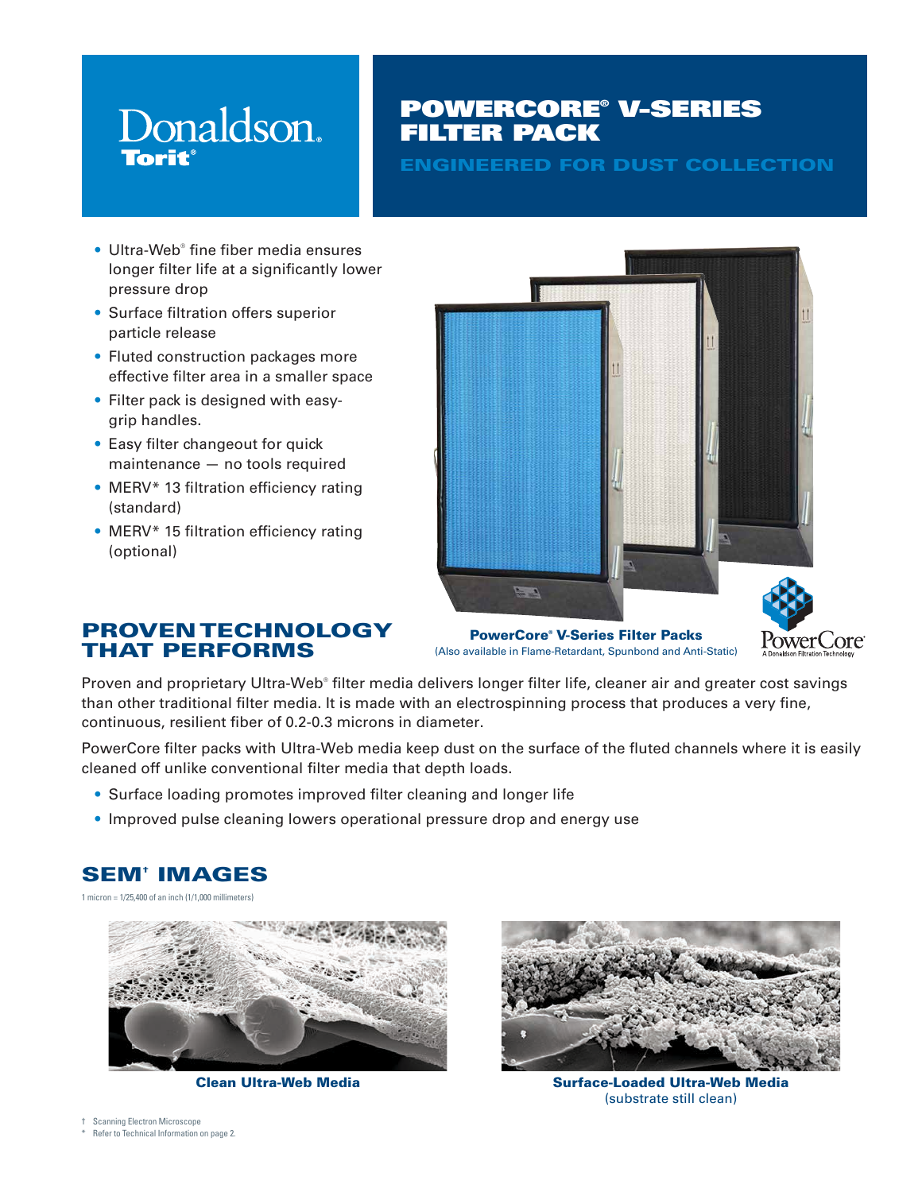Donaldson.
Torit®

# POWERCORE® V-SERIES FILTER PACK

## ENGINEERED FOR DUST COLLECTION

- Ultra-Web® fine fiber media ensures longer filter life at a significantly lower pressure drop
- Surface filtration offers superior particle release
- Fluted construction packages more effective filter area in a smaller space
- Filter pack is designed with easy-grip handles.
- Easy filter changeout for quick maintenance — no tools required
- MERV* 13 filtration efficiency rating (standard)
- MERV* 15 filtration efficiency rating (optional)

**PowerCore® V-Series Filter Packs**
(Also available in Flame-Retardant, Spunbond and Anti-Static)

PowerCore®
A Donaldson Filtration Technology

## PROVEN TECHNOLOGY THAT PERFORMS

Proven and proprietary Ultra-Web® filter media delivers longer filter life, cleaner air and greater cost savings than other traditional filter media. It is made with an electrospinning process that produces a very fine, continuous, resilient fiber of 0.2-0.3 microns in diameter.

PowerCore filter packs with Ultra-Web media keep dust on the surface of the fluted channels where it is easily cleaned off unlike conventional filter media that depth loads.

- Surface loading promotes improved filter cleaning and longer life
- Improved pulse cleaning lowers operational pressure drop and energy use

## SEM† IMAGES

1 micron = 1/25,400 of an inch (1/1,000 millimeters)

**Clean Ultra-Web Media**

**Surface-Loaded Ultra-Web Media**
(substrate still clean)

† Scanning Electron Microscope
\* Refer to Technical Information on page 2.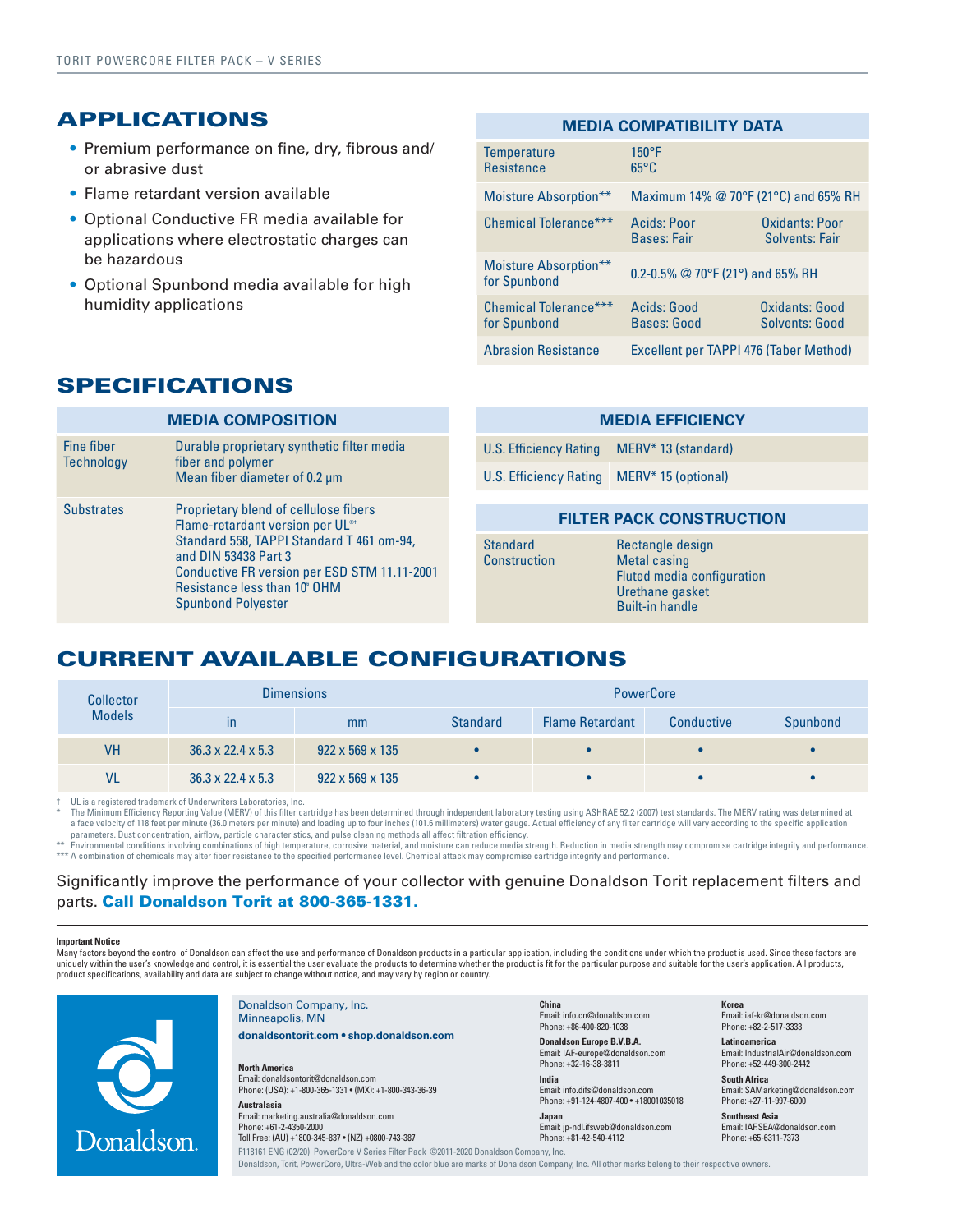## APPLICATIONS

- Premium performance on fine, dry, fibrous and/or abrasive dust
- Flame retardant version available
- Optional Conductive FR media available for applications where electrostatic charges can be hazardous
- Optional Spunbond media available for high humidity applications

| MEDIA COMPATIBILITY DATA | | |
|---|---|---|
| Temperature Resistance | 150°F<br>65°C | |
| Moisture Absorption** | Maximum 14% @ 70°F (21°C) and 65% RH | |
| Chemical Tolerance*** | Acids: Poor<br>Bases: Fair | Oxidants: Poor<br>Solvents: Fair |
| Moisture Absorption** for Spunbond | 0.2-0.5% @ 70°F (21°) and 65% RH | |
| Chemical Tolerance*** for Spunbond | Acids: Good<br>Bases: Good | Oxidants: Good<br>Solvents: Good |
| Abrasion Resistance | Excellent per TAPPI 476 (Taber Method) | |

## SPECIFICATIONS

| MEDIA COMPOSITION | |
|---|---|
| Fine fiber Technology | Durable proprietary synthetic filter media fiber and polymer<br>Mean fiber diameter of 0.2 µm |
| Substrates | Proprietary blend of cellulose fibers<br>Flame-retardant version per UL®† Standard 558, TAPPI Standard T 461 om-94, and DIN 53438 Part 3<br>Conductive FR version per ESD STM 11.11-2001 Resistance less than $10^6$ OHM<br>Spunbond Polyester |

| MEDIA EFFICIENCY | |
|---|---|
| U.S. Efficiency Rating | MERV* 13 (standard) |
| U.S. Efficiency Rating | MERV* 15 (optional) |

| FILTER PACK CONSTRUCTION | |
|---|---|
| Standard Construction | Rectangle design<br>Metal casing<br>Fluted media configuration<br>Urethane gasket<br>Built-in handle |

## CURRENT AVAILABLE CONFIGURATIONS

| Collector Models | Dimensions | | PowerCore | | | |
|---|---|---|---|---|---|---|
| | in | mm | Standard | Flame Retardant | Conductive | Spunbond |
| VH | 36.3 x 22.4 x 5.3 | 922 x 569 x 135 | • | • | • | • |
| VL | 36.3 x 22.4 x 5.3 | 922 x 569 x 135 | • | • | • | • |

† UL is a registered trademark of Underwriters Laboratories, Inc.
\* The Minimum Efficiency Reporting Value (MERV) of this filter cartridge has been determined through independent laboratory testing using ASHRAE 52.2 (2007) test standards. The MERV rating was determined at a face velocity of 118 feet per minute (36.0 meters per minute) and loading up to four inches (101.6 millimeters) water gauge. Actual efficiency of any filter cartridge will vary according to the specific application parameters. Dust concentration, airflow, particle characteristics, and pulse cleaning methods all affect filtration efficiency.
\** Environmental conditions involving combinations of high temperature, corrosive material, and moisture can reduce media strength. Reduction in media strength may compromise cartridge integrity and performance.
\*** A combination of chemicals may alter fiber resistance to the specified performance level. Chemical attack may compromise cartridge integrity and performance.

Significantly improve the performance of your collector with genuine Donaldson Torit replacement filters and parts. **Call Donaldson Torit at 800-365-1331.**

**Important Notice**
Many factors beyond the control of Donaldson can affect the use and performance of Donaldson products in a particular application, including the conditions under which the product is used. Since these factors are uniquely within the user's knowledge and control, it is essential the user evaluate the products to determine whether the product is fit for the particular purpose and suitable for the user's application. All products, product specifications, availability and data are subject to change without notice, and may vary by region or country.

Donaldson.

Donaldson Company, Inc.
Minneapolis, MN

**donaldsontorit.com • shop.donaldson.com**

**North America**
Email: donaldsontorit@donaldson.com
Phone: (USA): +1-800-365-1331 • (MX): +1-800-343-36-39

**Australasia**
Email: marketing.australia@donaldson.com
Phone: +61-2-4350-2000
Toll Free: (AU) +1800-345-837 • (NZ) +0800-743-387

**China**
Email: info.cn@donaldson.com
Phone: +86-400-820-1038

**Donaldson Europe B.V.B.A.**
Email: IAF-europe@donaldson.com
Phone: +32-16-38-3811

**India**
Email: info.difs@donaldson.com
Phone: +91-124-4807-400 • +18001035018

**Japan**
Email: jp-ndl.ifsweb@donaldson.com
Phone: +81-42-540-4112

**Korea**
Email: iaf-kr@donaldson.com
Phone: +82-2-517-3333

**Latinoamerica**
Email: IndustrialAir@donaldson.com
Phone: +52-449-300-2442

**South Africa**
Email: SAMarketing@donaldson.com
Phone: +27-11-997-6000

**Southeast Asia**
Email: IAF.SEA@donaldson.com
Phone: +65-6311-7373

F118161 ENG (02/20) PowerCore V Series Filter Pack ©2011-2020 Donaldson Company, Inc.
Donaldson, Torit, PowerCore, Ultra-Web and the color blue are marks of Donaldson Company, Inc. All other marks belong to their respective owners.